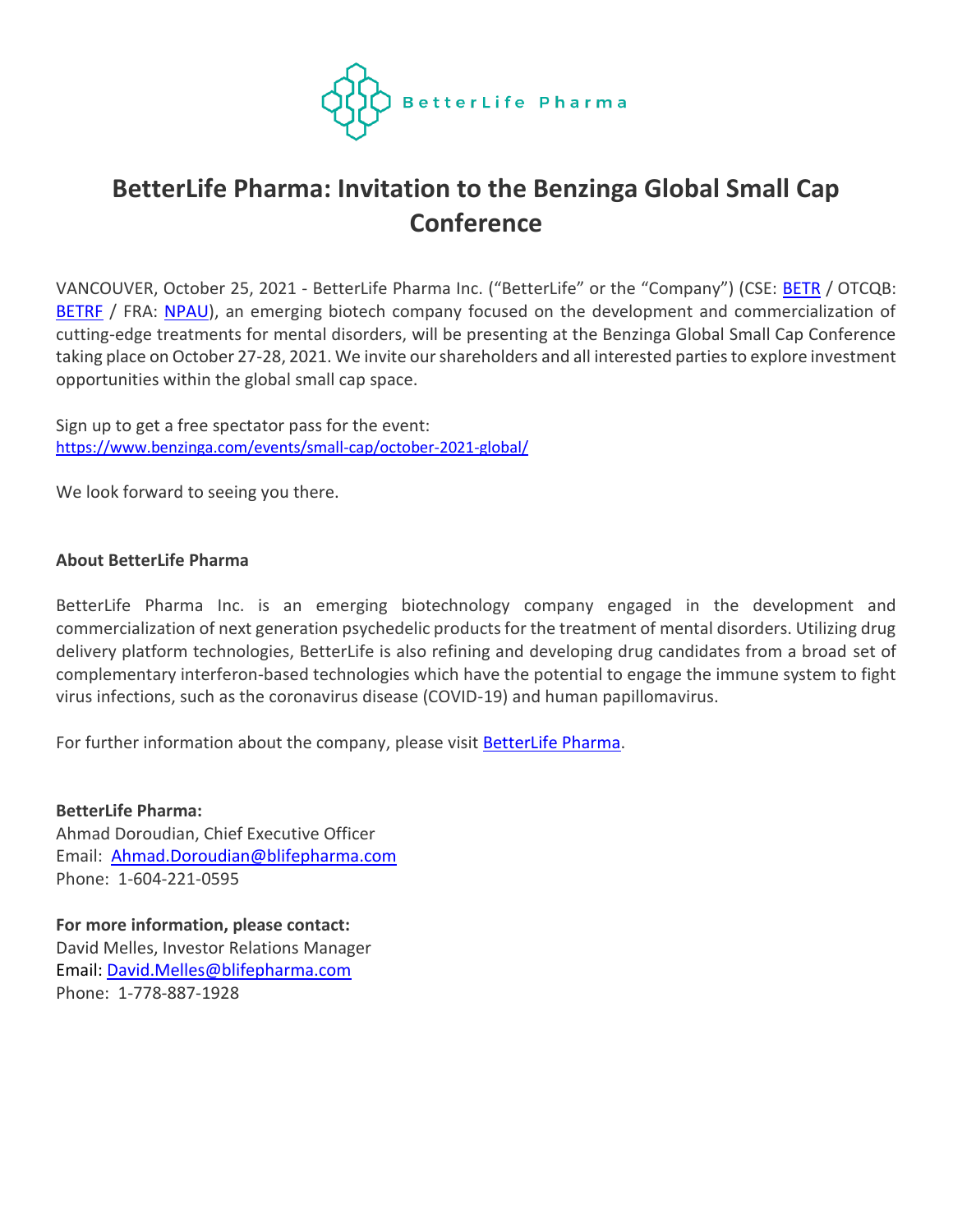BetterLife Pharma

# BetterLife Pharma: Invitation to the Benzinga Global Small Cap Conference

VANCOUVER, October 25, 2021 - BetterLife Pharma Inc. ("BetterLife" or the "Company") (CSE: BETR / OTCQB: BETRF / FRA: NPAU), an emerging biotech company focused on the development and commercialization of cutting-edge treatments for mental disorders, will be presenting at the Benzinga Global Small Cap Conference taking place on October 27-28, 2021. We invite our shareholders and all interested parties to explore investment opportunities within the global small cap space.

Sign up to get a free spectator pass for the event:
https://www.benzinga.com/events/small-cap/october-2021-global/

We look forward to seeing you there.

**About BetterLife Pharma**

BetterLife Pharma Inc. is an emerging biotechnology company engaged in the development and commercialization of next generation psychedelic products for the treatment of mental disorders. Utilizing drug delivery platform technologies, BetterLife is also refining and developing drug candidates from a broad set of complementary interferon-based technologies which have the potential to engage the immune system to fight virus infections, such as the coronavirus disease (COVID-19) and human papillomavirus.

For further information about the company, please visit BetterLife Pharma.

**BetterLife Pharma:**
Ahmad Doroudian, Chief Executive Officer
Email: Ahmad.Doroudian@blifepharma.com
Phone: 1-604-221-0595

**For more information, please contact:**
David Melles, Investor Relations Manager
Email: David.Melles@blifepharma.com
Phone: 1-778-887-1928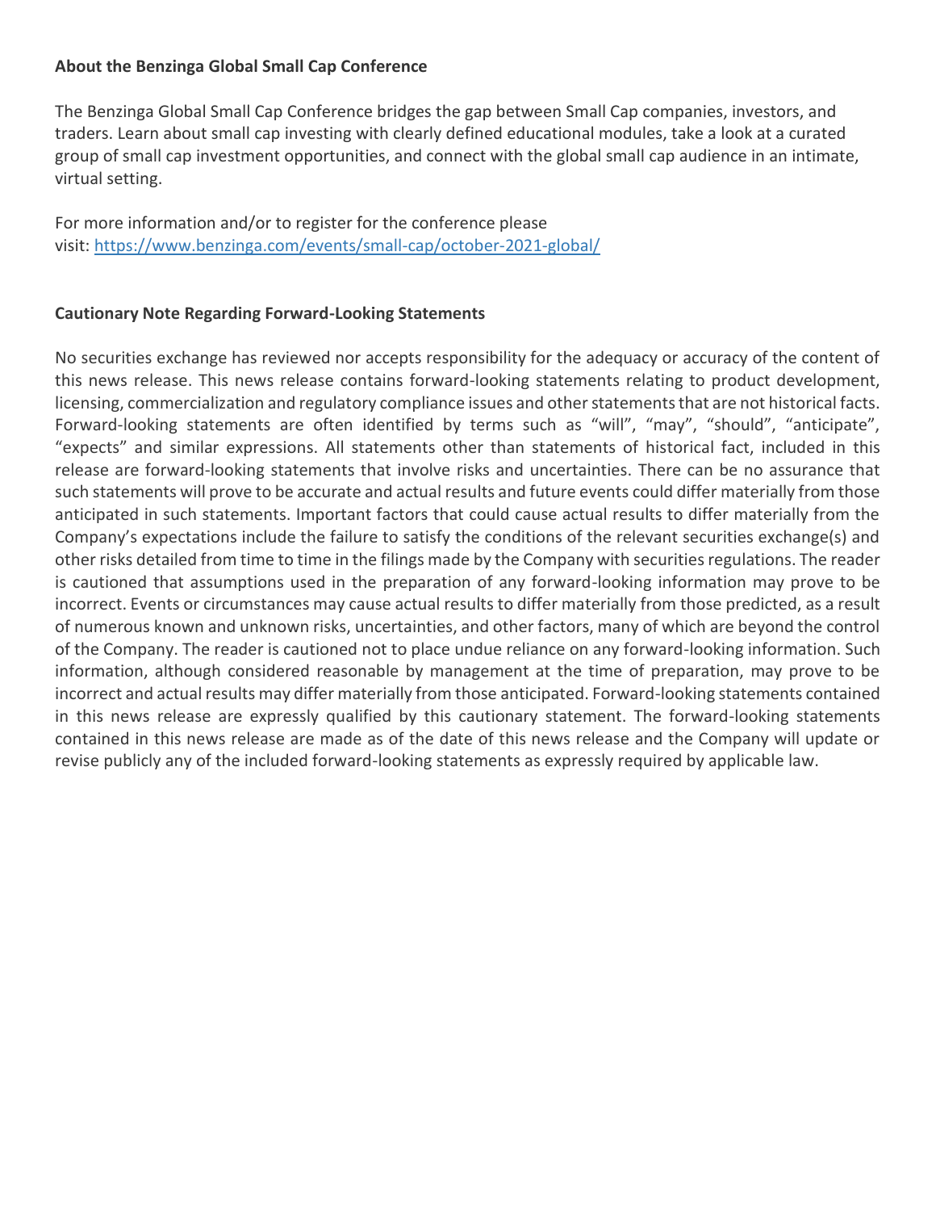**About the Benzinga Global Small Cap Conference**

The Benzinga Global Small Cap Conference bridges the gap between Small Cap companies, investors, and traders. Learn about small cap investing with clearly defined educational modules, take a look at a curated group of small cap investment opportunities, and connect with the global small cap audience in an intimate, virtual setting.

For more information and/or to register for the conference please visit: [https://www.benzinga.com/events/small-cap/october-2021-global/](https://www.benzinga.com/events/small-cap/october-2021-global/)

**Cautionary Note Regarding Forward-Looking Statements**

No securities exchange has reviewed nor accepts responsibility for the adequacy or accuracy of the content of this news release. This news release contains forward-looking statements relating to product development, licensing, commercialization and regulatory compliance issues and other statements that are not historical facts. Forward-looking statements are often identified by terms such as "will", "may", "should", "anticipate", "expects" and similar expressions. All statements other than statements of historical fact, included in this release are forward-looking statements that involve risks and uncertainties. There can be no assurance that such statements will prove to be accurate and actual results and future events could differ materially from those anticipated in such statements. Important factors that could cause actual results to differ materially from the Company's expectations include the failure to satisfy the conditions of the relevant securities exchange(s) and other risks detailed from time to time in the filings made by the Company with securities regulations. The reader is cautioned that assumptions used in the preparation of any forward-looking information may prove to be incorrect. Events or circumstances may cause actual results to differ materially from those predicted, as a result of numerous known and unknown risks, uncertainties, and other factors, many of which are beyond the control of the Company. The reader is cautioned not to place undue reliance on any forward-looking information. Such information, although considered reasonable by management at the time of preparation, may prove to be incorrect and actual results may differ materially from those anticipated. Forward-looking statements contained in this news release are expressly qualified by this cautionary statement. The forward-looking statements contained in this news release are made as of the date of this news release and the Company will update or revise publicly any of the included forward-looking statements as expressly required by applicable law.